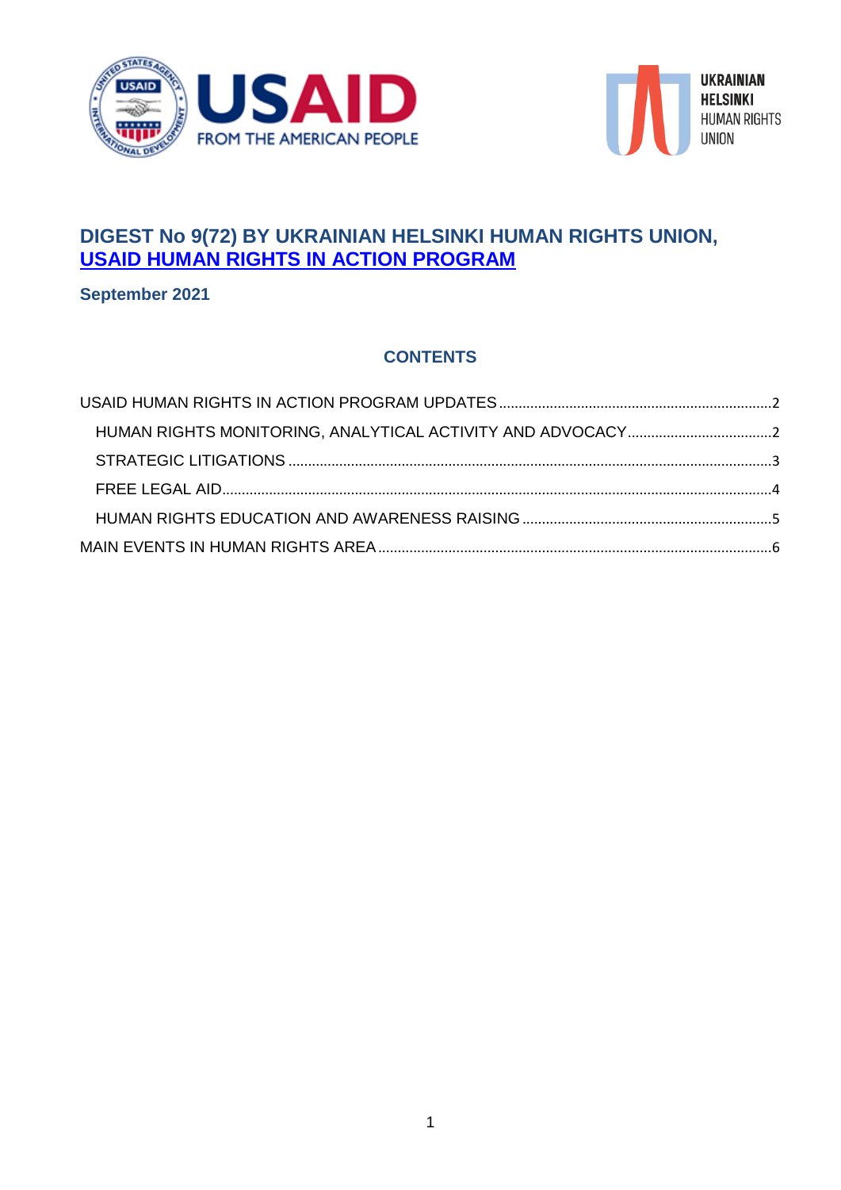# DIGEST No 9(72) BY UKRAINIAN HELSINKI HUMAN RIGHTS UNION, USAID HUMAN RIGHTS IN ACTION PROGRAM

**September 2021**

## CONTENTS

USAID HUMAN RIGHTS IN ACTION PROGRAM UPDATES ........ 2

- HUMAN RIGHTS MONITORING, ANALYTICAL ACTIVITY AND ADVOCACY ........ 2
- STRATEGIC LITIGATIONS ........ 3
- FREE LEGAL AID ........ 4
- HUMAN RIGHTS EDUCATION AND AWARENESS RAISING ........ 5

MAIN EVENTS IN HUMAN RIGHTS AREA ........ 6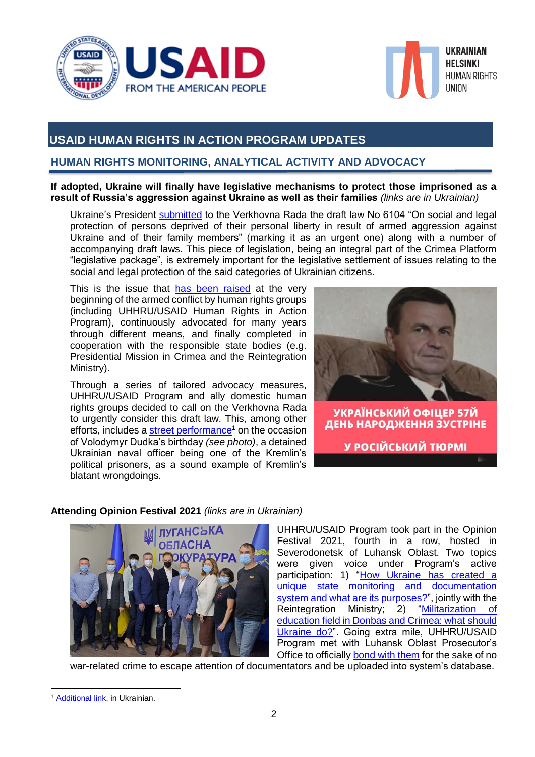## USAID HUMAN RIGHTS IN ACTION PROGRAM UPDATES

### HUMAN RIGHTS MONITORING, ANALYTICAL ACTIVITY AND ADVOCACY

**If adopted, Ukraine will finally have legislative mechanisms to protect those imprisoned as a result of Russia's aggression against Ukraine as well as their families** *(links are in Ukrainian)*

Ukraine's President submitted to the Verkhovna Rada the draft law No 6104 "On social and legal protection of persons deprived of their personal liberty in result of armed aggression against Ukraine and of their family members" (marking it as an urgent one) along with a number of accompanying draft laws. This piece of legislation, being an integral part of the Crimea Platform "legislative package", is extremely important for the legislative settlement of issues relating to the social and legal protection of the social categories of Ukrainian citizens.

This is the issue that has been raised at the very beginning of the armed conflict by human rights groups (including UHHRU/USAID Human Rights in Action Program), continuously advocated for many years through different means, and finally completed in cooperation with the responsible state bodies (e.g. Presidential Mission in Crimea and the Reintegration Ministry).

Through a series of tailored advocacy measures, UHHRU/USAID Program and ally domestic human rights groups decided to call on the Verkhovna Rada to urgently consider this draft law. This, among other efforts, includes a street performance[1] on the occasion of Volodymyr Dudka's birthday *(see photo)*, a detained Ukrainian naval officer being one of the Kremlin's political prisoners, as a sound example of Kremlin's blatant wrongdoings.

**Attending Opinion Festival 2021** *(links are in Ukrainian)*

UHHRU/USAID Program took part in the Opinion Festival 2021, fourth in a row, hosted in Severodonetsk of Luhansk Oblast. Two topics were given voice under Program's active participation: 1) "How Ukraine has created a unique state monitoring and documentation system and what are its purposes?", jointly with the Reintegration Ministry; 2) "Militarization of education field in Donbas and Crimea: what should Ukraine do?". Going extra mile, UHHRU/USAID Program met with Luhansk Oblast Prosecutor's Office to officially bond with them for the sake of no war-related crime to escape attention of documentators and be uploaded into system's database.

---

[1] Additional link, in Ukrainian.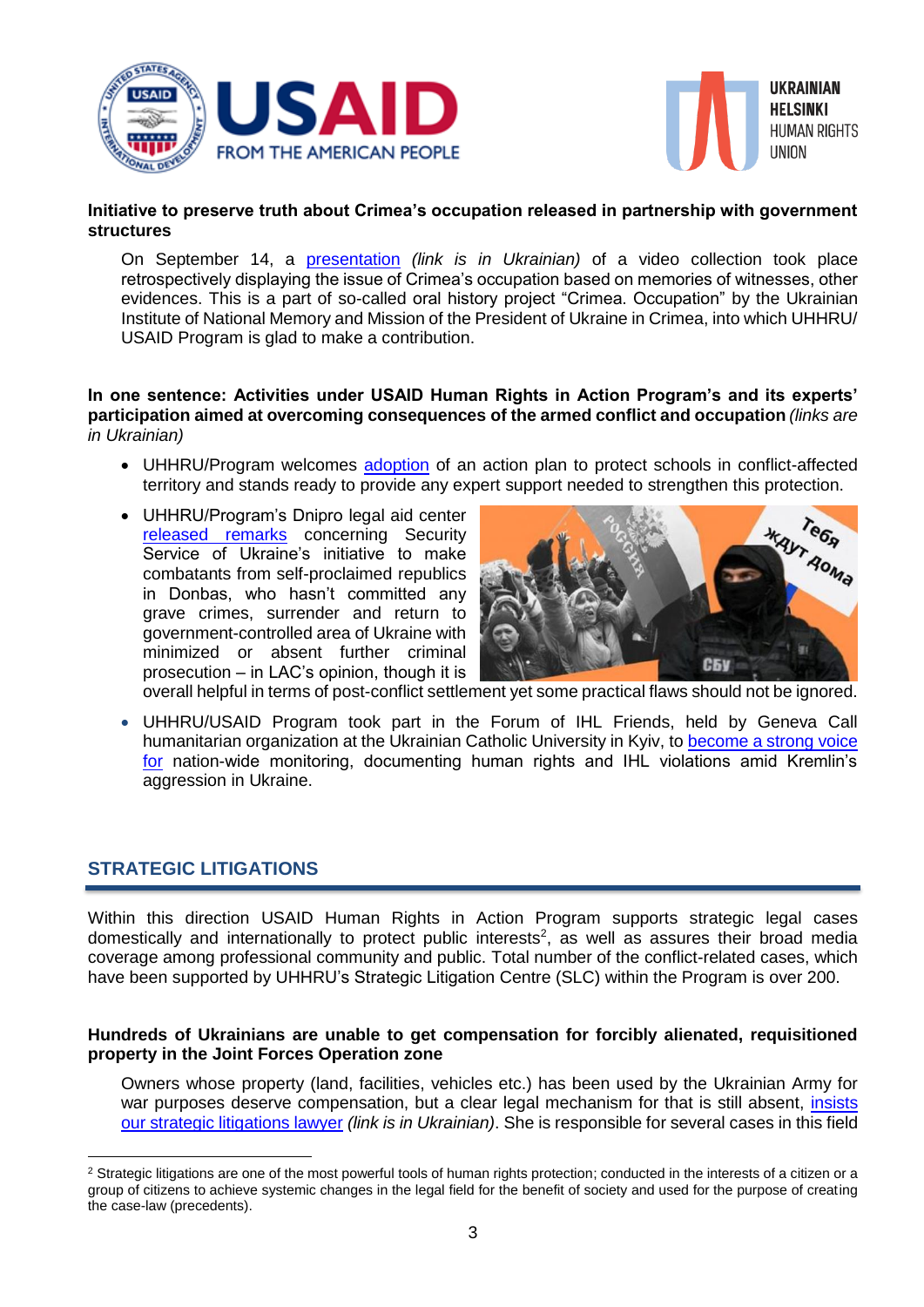**Initiative to preserve truth about Crimea's occupation released in partnership with government structures**

On September 14, a presentation *(link is in Ukrainian)* of a video collection took place retrospectively displaying the issue of Crimea's occupation based on memories of witnesses, other evidences. This is a part of so-called oral history project "Crimea. Occupation" by the Ukrainian Institute of National Memory and Mission of the President of Ukraine in Crimea, into which UHHRU/ USAID Program is glad to make a contribution.

**In one sentence: Activities under USAID Human Rights in Action Program's and its experts' participation aimed at overcoming consequences of the armed conflict and occupation** *(links are in Ukrainian)*

- UHHRU/Program welcomes adoption of an action plan to protect schools in conflict-affected territory and stands ready to provide any expert support needed to strengthen this protection.
- UHHRU/Program's Dnipro legal aid center released remarks concerning Security Service of Ukraine's initiative to make combatants from self-proclaimed republics in Donbas, who hasn't committed any grave crimes, surrender and return to government-controlled area of Ukraine with minimized or absent further criminal prosecution – in LAC's opinion, though it is overall helpful in terms of post-conflict settlement yet some practical flaws should not be ignored.
- UHHRU/USAID Program took part in the Forum of IHL Friends, held by Geneva Call humanitarian organization at the Ukrainian Catholic University in Kyiv, to become a strong voice for nation-wide monitoring, documenting human rights and IHL violations amid Kremlin's aggression in Ukraine.

## STRATEGIC LITIGATIONS

Within this direction USAID Human Rights in Action Program supports strategic legal cases domestically and internationally to protect public interests[2], as well as assures their broad media coverage among professional community and public. Total number of the conflict-related cases, which have been supported by UHHRU's Strategic Litigation Centre (SLC) within the Program is over 200.

**Hundreds of Ukrainians are unable to get compensation for forcibly alienated, requisitioned property in the Joint Forces Operation zone**

Owners whose property (land, facilities, vehicles etc.) has been used by the Ukrainian Army for war purposes deserve compensation, but a clear legal mechanism for that is still absent, insists our strategic litigations lawyer *(link is in Ukrainian)*. She is responsible for several cases in this field

[2] Strategic litigations are one of the most powerful tools of human rights protection; conducted in the interests of a citizen or a group of citizens to achieve systemic changes in the legal field for the benefit of society and used for the purpose of creating the case-law (precedents).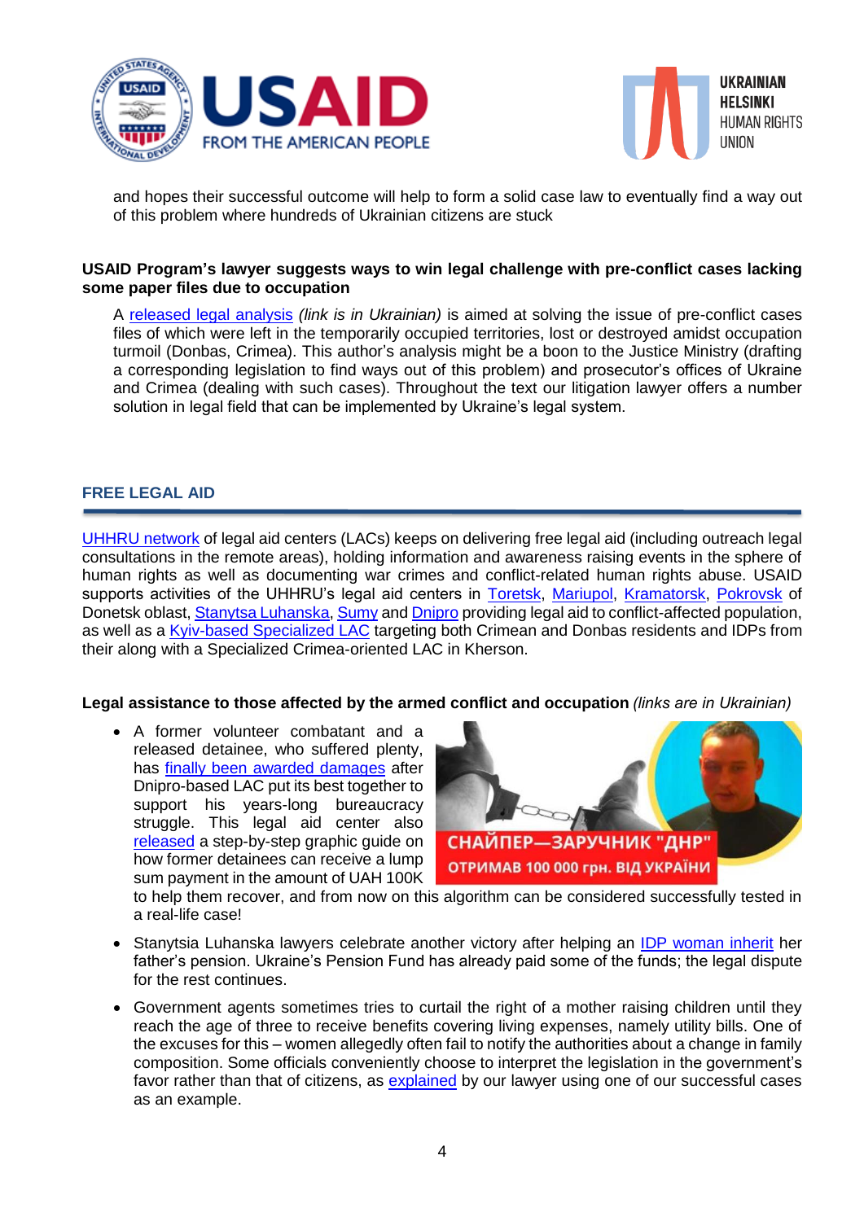and hopes their successful outcome will help to form a solid case law to eventually find a way out of this problem where hundreds of Ukrainian citizens are stuck

**USAID Program's lawyer suggests ways to win legal challenge with pre-conflict cases lacking some paper files due to occupation**

A released legal analysis *(link is in Ukrainian)* is aimed at solving the issue of pre-conflict cases files of which were left in the temporarily occupied territories, lost or destroyed amidst occupation turmoil (Donbas, Crimea). This author's analysis might be a boon to the Justice Ministry (drafting a corresponding legislation to find ways out of this problem) and prosecutor's offices of Ukraine and Crimea (dealing with such cases). Throughout the text our litigation lawyer offers a number solution in legal field that can be implemented by Ukraine's legal system.

## FREE LEGAL AID

UHHRU network of legal aid centers (LACs) keeps on delivering free legal aid (including outreach legal consultations in the remote areas), holding information and awareness raising events in the sphere of human rights as well as documenting war crimes and conflict-related human rights abuse. USAID supports activities of the UHHRU's legal aid centers in Toretsk, Mariupol, Kramatorsk, Pokrovsk of Donetsk oblast, Stanytsa Luhanska, Sumy and Dnipro providing legal aid to conflict-affected population, as well as a Kyiv-based Specialized LAC targeting both Crimean and Donbas residents and IDPs from their along with a Specialized Crimea-oriented LAC in Kherson.

**Legal assistance to those affected by the armed conflict and occupation** *(links are in Ukrainian)*

- A former volunteer combatant and a released detainee, who suffered plenty, has finally been awarded damages after Dnipro-based LAC put its best together to support his years-long bureaucracy struggle. This legal aid center also released a step-by-step graphic guide on how former detainees can receive a lump sum payment in the amount of UAH 100K to help them recover, and from now on this algorithm can be considered successfully tested in a real-life case!
- Stanytsia Luhanska lawyers celebrate another victory after helping an IDP woman inherit her father's pension. Ukraine's Pension Fund has already paid some of the funds; the legal dispute for the rest continues.
- Government agents sometimes tries to curtail the right of a mother raising children until they reach the age of three to receive benefits covering living expenses, namely utility bills. One of the excuses for this – women allegedly often fail to notify the authorities about a change in family composition. Some officials conveniently choose to interpret the legislation in the government's favor rather than that of citizens, as explained by our lawyer using one of our successful cases as an example.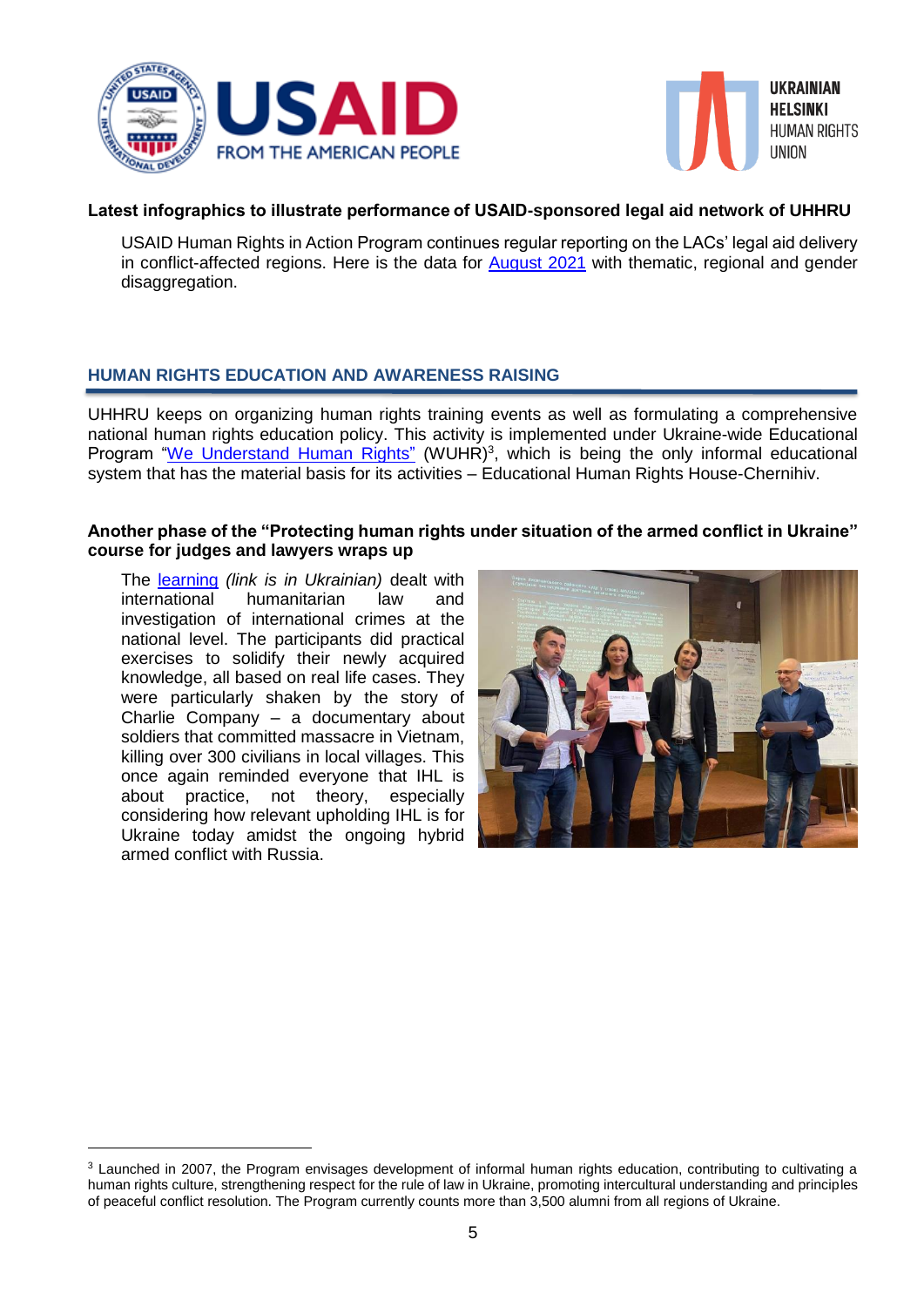**Latest infographics to illustrate performance of USAID-sponsored legal aid network of UHHRU**

USAID Human Rights in Action Program continues regular reporting on the LACs' legal aid delivery in conflict-affected regions. Here is the data for August 2021 with thematic, regional and gender disaggregation.

## HUMAN RIGHTS EDUCATION AND AWARENESS RAISING

UHHRU keeps on organizing human rights training events as well as formulating a comprehensive national human rights education policy. This activity is implemented under Ukraine-wide Educational Program "We Understand Human Rights" (WUHR)[3], which is being the only informal educational system that has the material basis for its activities – Educational Human Rights House-Chernihiv.

**Another phase of the "Protecting human rights under situation of the armed conflict in Ukraine" course for judges and lawyers wraps up**

The learning *(link is in Ukrainian)* dealt with international humanitarian law and investigation of international crimes at the national level. The participants did practical exercises to solidify their newly acquired knowledge, all based on real life cases. They were particularly shaken by the story of Charlie Company – a documentary about soldiers that committed massacre in Vietnam, killing over 300 civilians in local villages. This once again reminded everyone that IHL is about practice, not theory, especially considering how relevant upholding IHL is for Ukraine today amidst the ongoing hybrid armed conflict with Russia.

[3] Launched in 2007, the Program envisages development of informal human rights education, contributing to cultivating a human rights culture, strengthening respect for the rule of law in Ukraine, promoting intercultural understanding and principles of peaceful conflict resolution. The Program currently counts more than 3,500 alumni from all regions of Ukraine.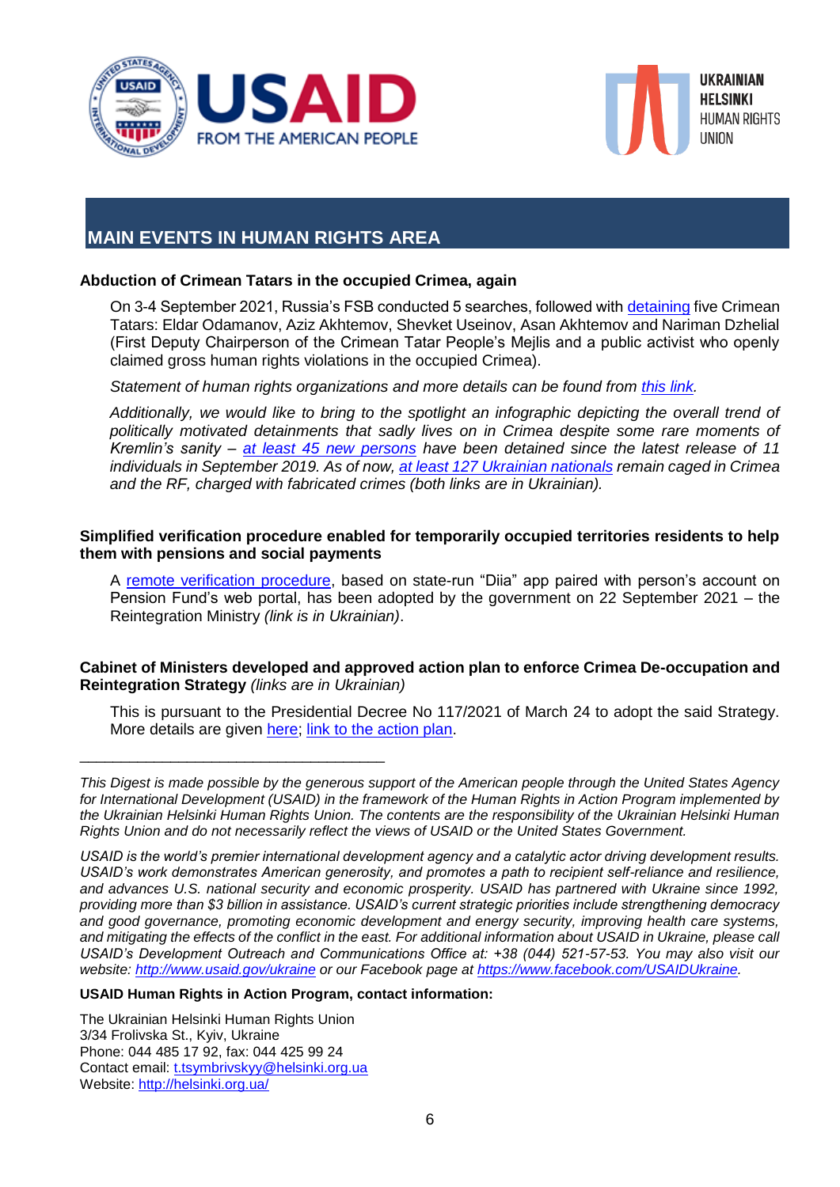## MAIN EVENTS IN HUMAN RIGHTS AREA

**Abduction of Crimean Tatars in the occupied Crimea, again**

On 3-4 September 2021, Russia's FSB conducted 5 searches, followed with detaining five Crimean Tatars: Eldar Odamanov, Aziz Akhtemov, Shevket Useinov, Asan Akhtemov and Nariman Dzhelial (First Deputy Chairperson of the Crimean Tatar People's Mejlis and a public activist who openly claimed gross human rights violations in the occupied Crimea).

*Statement of human rights organizations and more details can be found from this link.*

*Additionally, we would like to bring to the spotlight an infographic depicting the overall trend of politically motivated detainments that sadly lives on in Crimea despite some rare moments of Kremlin's sanity – at least 45 new persons have been detained since the latest release of 11 individuals in September 2019. As of now, at least 127 Ukrainian nationals remain caged in Crimea and the RF, charged with fabricated crimes (both links are in Ukrainian).*

**Simplified verification procedure enabled for temporarily occupied territories residents to help them with pensions and social payments**

A remote verification procedure, based on state-run "Diia" app paired with person's account on Pension Fund's web portal, has been adopted by the government on 22 September 2021 – the Reintegration Ministry *(link is in Ukrainian)*.

**Cabinet of Ministers developed and approved action plan to enforce Crimea De-occupation and Reintegration Strategy** *(links are in Ukrainian)*

This is pursuant to the Presidential Decree No 117/2021 of March 24 to adopt the said Strategy. More details are given here; link to the action plan.

---

*This Digest is made possible by the generous support of the American people through the United States Agency for International Development (USAID) in the framework of the Human Rights in Action Program implemented by the Ukrainian Helsinki Human Rights Union. The contents are the responsibility of the Ukrainian Helsinki Human Rights Union and do not necessarily reflect the views of USAID or the United States Government.*

*USAID is the world's premier international development agency and a catalytic actor driving development results. USAID's work demonstrates American generosity, and promotes a path to recipient self-reliance and resilience, and advances U.S. national security and economic prosperity. USAID has partnered with Ukraine since 1992, providing more than $3 billion in assistance. USAID's current strategic priorities include strengthening democracy and good governance, promoting economic development and energy security, improving health care systems, and mitigating the effects of the conflict in the east. For additional information about USAID in Ukraine, please call USAID's Development Outreach and Communications Office at: +38 (044) 521-57-53. You may also visit our website: http://www.usaid.gov/ukraine or our Facebook page at https://www.facebook.com/USAIDUkraine.*

**USAID Human Rights in Action Program, contact information:**

The Ukrainian Helsinki Human Rights Union
3/34 Frolivska St., Kyiv, Ukraine
Phone: 044 485 17 92, fax: 044 425 99 24
Contact email: t.tsymbrivskyy@helsinki.org.ua
Website: http://helsinki.org.ua/